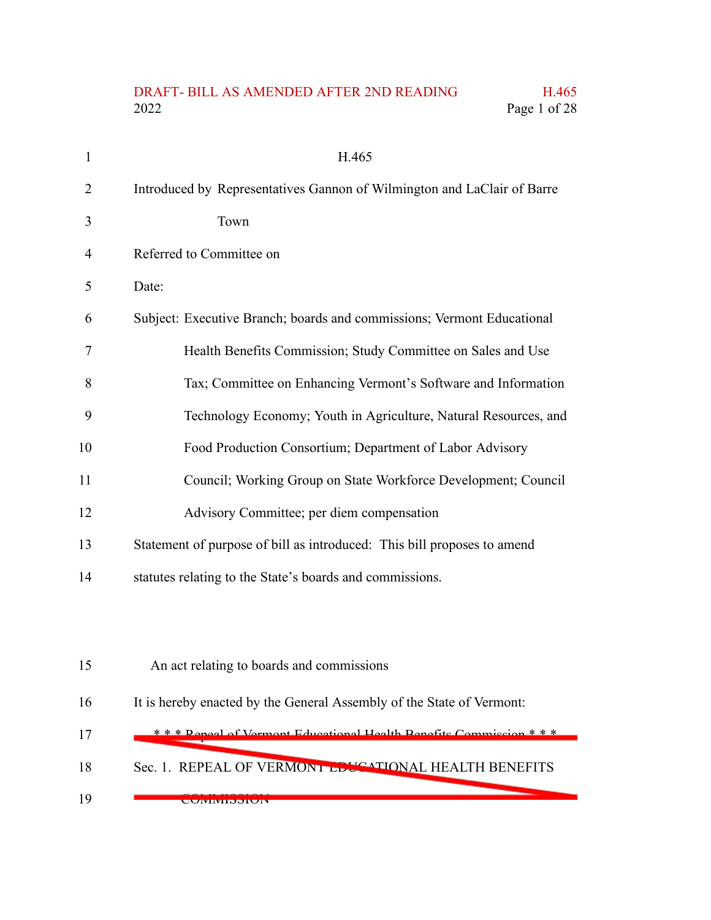H.465

Introduced by Representatives Gannon of Wilmington and LaClair of Barre Town

Referred to Committee on

Date:

Subject: Executive Branch; boards and commissions; Vermont Educational Health Benefits Commission; Study Committee on Sales and Use Tax; Committee on Enhancing Vermont's Software and Information Technology Economy; Youth in Agriculture, Natural Resources, and Food Production Consortium; Department of Labor Advisory Council; Working Group on State Workforce Development; Council Advisory Committee; per diem compensation

Statement of purpose of bill as introduced: This bill proposes to amend statutes relating to the State's boards and commissions.

An act relating to boards and commissions

It is hereby enacted by the General Assembly of the State of Vermont:

~~\* \* \* Repeal of Vermont Educational Health Benefits Commission \* \* \*~~

~~Sec. 1. REPEAL OF VERMONT EDUCATIONAL HEALTH BENEFITS COMMISSION~~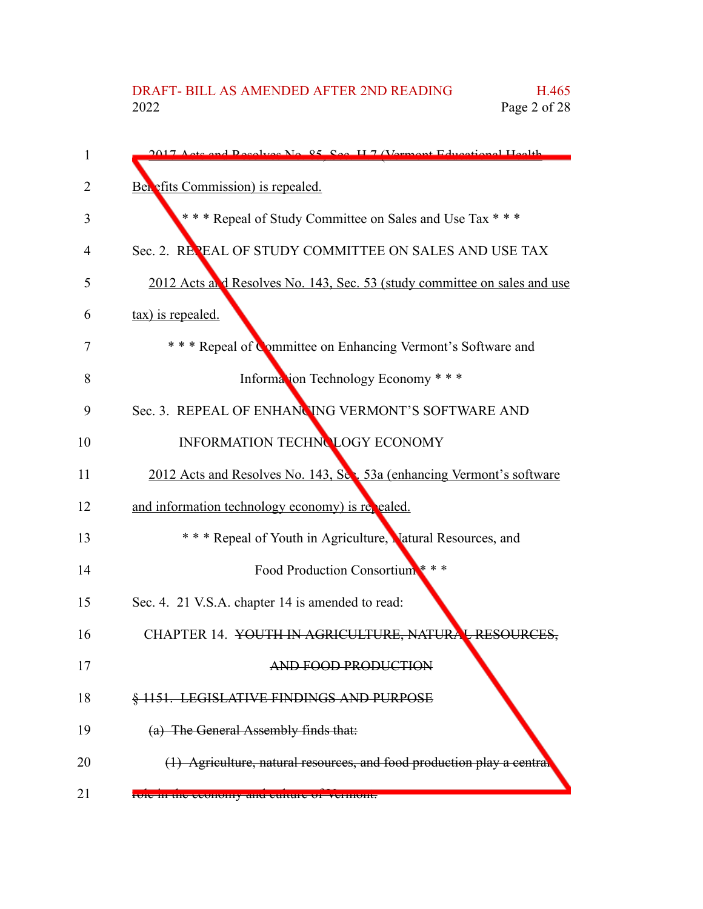2017 Acts and Resolves No. 85, Sec. H.7 (Vermont Educational Health Benefits Commission) is repealed.

\* \* \* Repeal of Study Committee on Sales and Use Tax \* \* \*

Sec. 2. REPEAL OF STUDY COMMITTEE ON SALES AND USE TAX

2012 Acts and Resolves No. 143, Sec. 53 (study committee on sales and use tax) is repealed.

\* \* \* Repeal of Committee on Enhancing Vermont's Software and Information Technology Economy \* \* \*

Sec. 3. REPEAL OF ENHANCING VERMONT'S SOFTWARE AND INFORMATION TECHNOLOGY ECONOMY

2012 Acts and Resolves No. 143, Sec. 53a (enhancing Vermont's software and information technology economy) is repealed.

\* \* \* Repeal of Youth in Agriculture, Natural Resources, and Food Production Consortium \* \* \*

Sec. 4. 21 V.S.A. chapter 14 is amended to read:

CHAPTER 14. ~~YOUTH IN AGRICULTURE, NATURAL RESOURCES, AND FOOD PRODUCTION~~

~~§ 1151. LEGISLATIVE FINDINGS AND PURPOSE~~

~~(a) The General Assembly finds that:~~

~~(1) Agriculture, natural resources, and food production play a central role in the economy and culture of Vermont.~~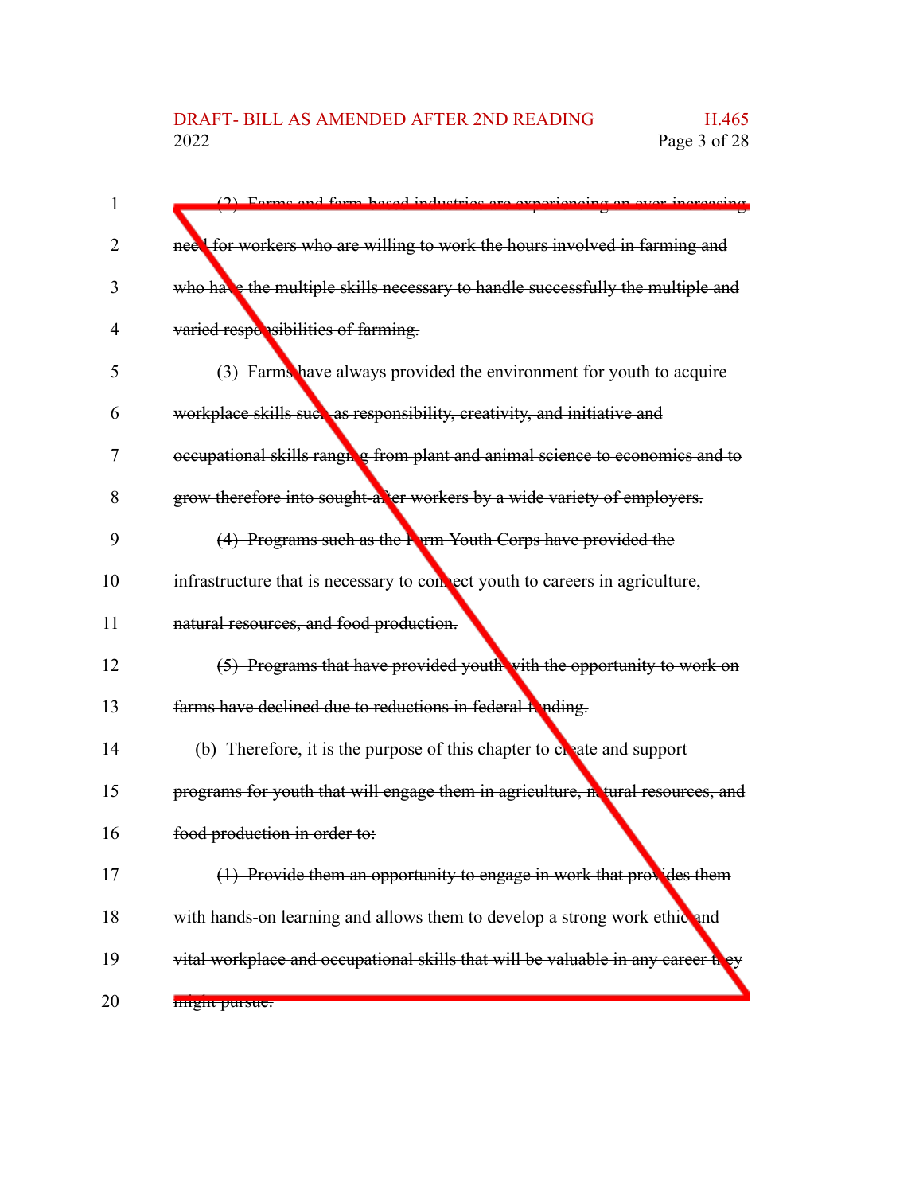~~(2) Farms and farm-based industries are experiencing an ever-increasing need for workers who are willing to work the hours involved in farming and who have the multiple skills necessary to handle successfully the multiple and varied responsibilities of farming.~~

~~(3) Farms have always provided the environment for youth to acquire workplace skills such as responsibility, creativity, and initiative and occupational skills ranging from plant and animal science to economics and to grow therefore into sought-after workers by a wide variety of employers.~~

~~(4) Programs such as the Farm Youth Corps have provided the infrastructure that is necessary to connect youth to careers in agriculture, natural resources, and food production.~~

~~(5) Programs that have provided youth with the opportunity to work on farms have declined due to reductions in federal funding.~~

~~(b) Therefore, it is the purpose of this chapter to create and support programs for youth that will engage them in agriculture, natural resources, and food production in order to:~~

~~(1) Provide them an opportunity to engage in work that provides them with hands-on learning and allows them to develop a strong work ethic and vital workplace and occupational skills that will be valuable in any career they might pursue.~~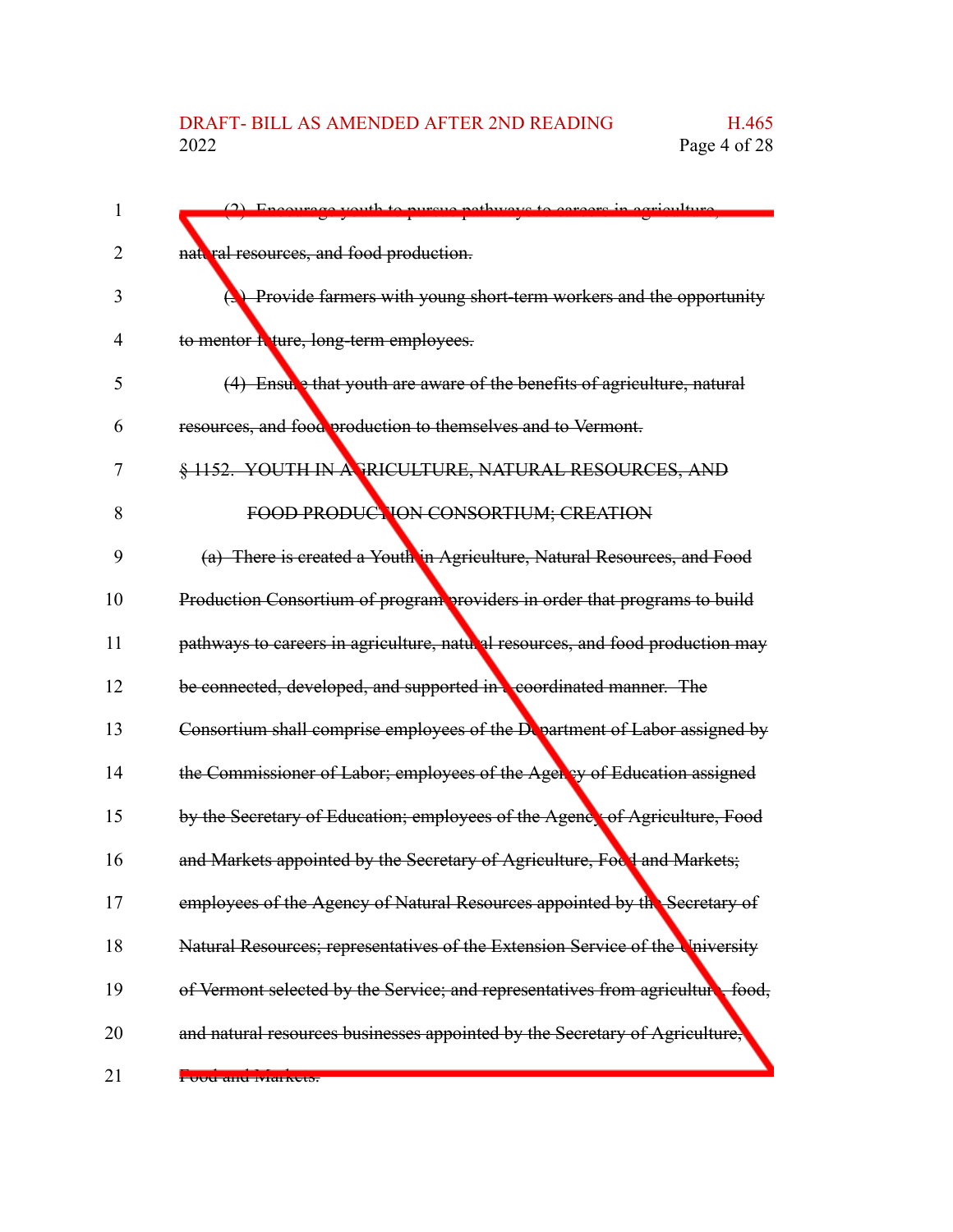~~(2) Encourage youth to pursue pathways to careers in agriculture, natural resources, and food production.~~

~~(3) Provide farmers with young short-term workers and the opportunity to mentor future, long-term employees.~~

~~(4) Ensure that youth are aware of the benefits of agriculture, natural resources, and food production to themselves and to Vermont.~~

~~§ 1152. YOUTH IN AGRICULTURE, NATURAL RESOURCES, AND FOOD PRODUCTION CONSORTIUM; CREATION~~

~~(a) There is created a Youth in Agriculture, Natural Resources, and Food Production Consortium of program providers in order that programs to build pathways to careers in agriculture, natural resources, and food production may be connected, developed, and supported in a coordinated manner. The Consortium shall comprise employees of the Department of Labor assigned by the Commissioner of Labor; employees of the Agency of Education assigned by the Secretary of Education; employees of the Agency of Agriculture, Food and Markets appointed by the Secretary of Agriculture, Food and Markets; employees of the Agency of Natural Resources appointed by the Secretary of Natural Resources; representatives of the Extension Service of the University of Vermont selected by the Service; and representatives from agriculture, food, and natural resources businesses appointed by the Secretary of Agriculture, Food and Markets.~~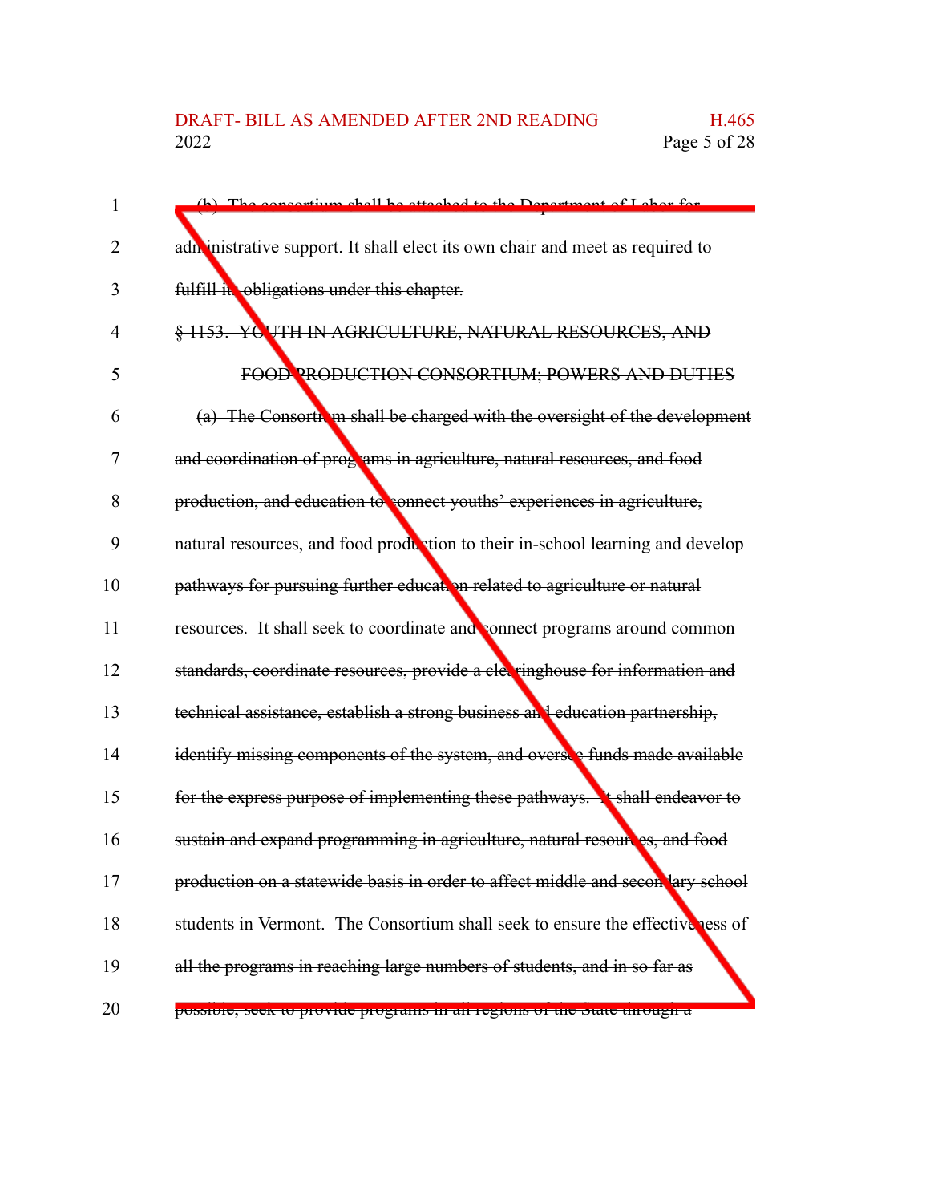~~(b) The consortium shall be attached to the Department of Labor for administrative support. It shall elect its own chair and meet as required to fulfill its obligations under this chapter.~~

~~§ 1153. YOUTH IN AGRICULTURE, NATURAL RESOURCES, AND FOOD PRODUCTION CONSORTIUM; POWERS AND DUTIES~~

~~(a) The Consortium shall be charged with the oversight of the development and coordination of programs in agriculture, natural resources, and food production, and education to connect youths' experiences in agriculture, natural resources, and food production to their in-school learning and develop pathways for pursuing further education related to agriculture or natural resources. It shall seek to coordinate and connect programs around common standards, coordinate resources, provide a clearinghouse for information and technical assistance, establish a strong business and education partnership, identify missing components of the system, and oversee funds made available for the express purpose of implementing these pathways. It shall endeavor to sustain and expand programming in agriculture, natural resources, and food production on a statewide basis in order to affect middle and secondary school students in Vermont. The Consortium shall seek to ensure the effectiveness of all the programs in reaching large numbers of students, and in so far as possible, seek to provide programs in all regions of the State through a~~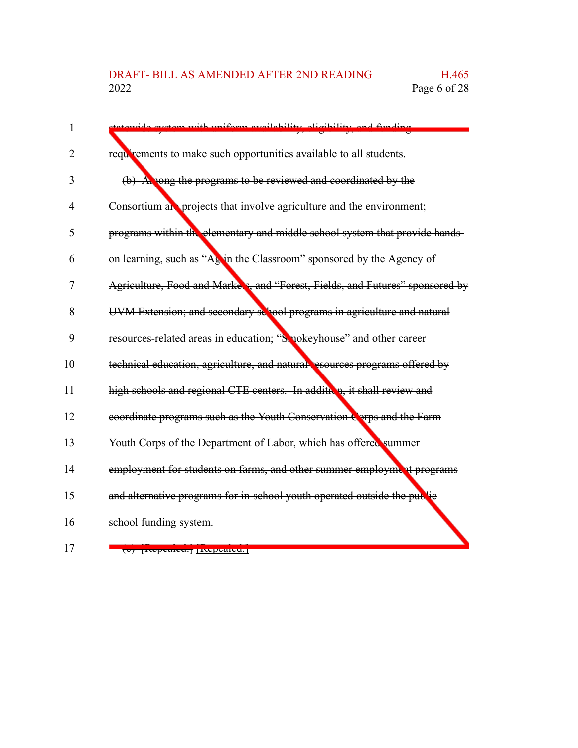~~statewide system with uniform availability, eligibility, and funding requirements to make such opportunities available to all students.~~

~~(b) Among the programs to be reviewed and coordinated by the Consortium are projects that involve agriculture and the environment; programs within the elementary and middle school system that provide hands-on learning, such as "Ag in the Classroom" sponsored by the Agency of Agriculture, Food and Markets, and "Forest, Fields, and Futures" sponsored by UVM Extension; and secondary school programs in agriculture and natural resources-related areas in education; "Smokeyhouse" and other career technical education, agriculture, and natural resources programs offered by high schools and regional CTE centers. In addition, it shall review and coordinate programs such as the Youth Conservation Corps and the Farm Youth Corps of the Department of Labor, which has offered summer employment for students on farms, and other summer employment programs and alternative programs for in-school youth operated outside the public school funding system.~~

~~(c) [Repealed.]~~ [Repealed.]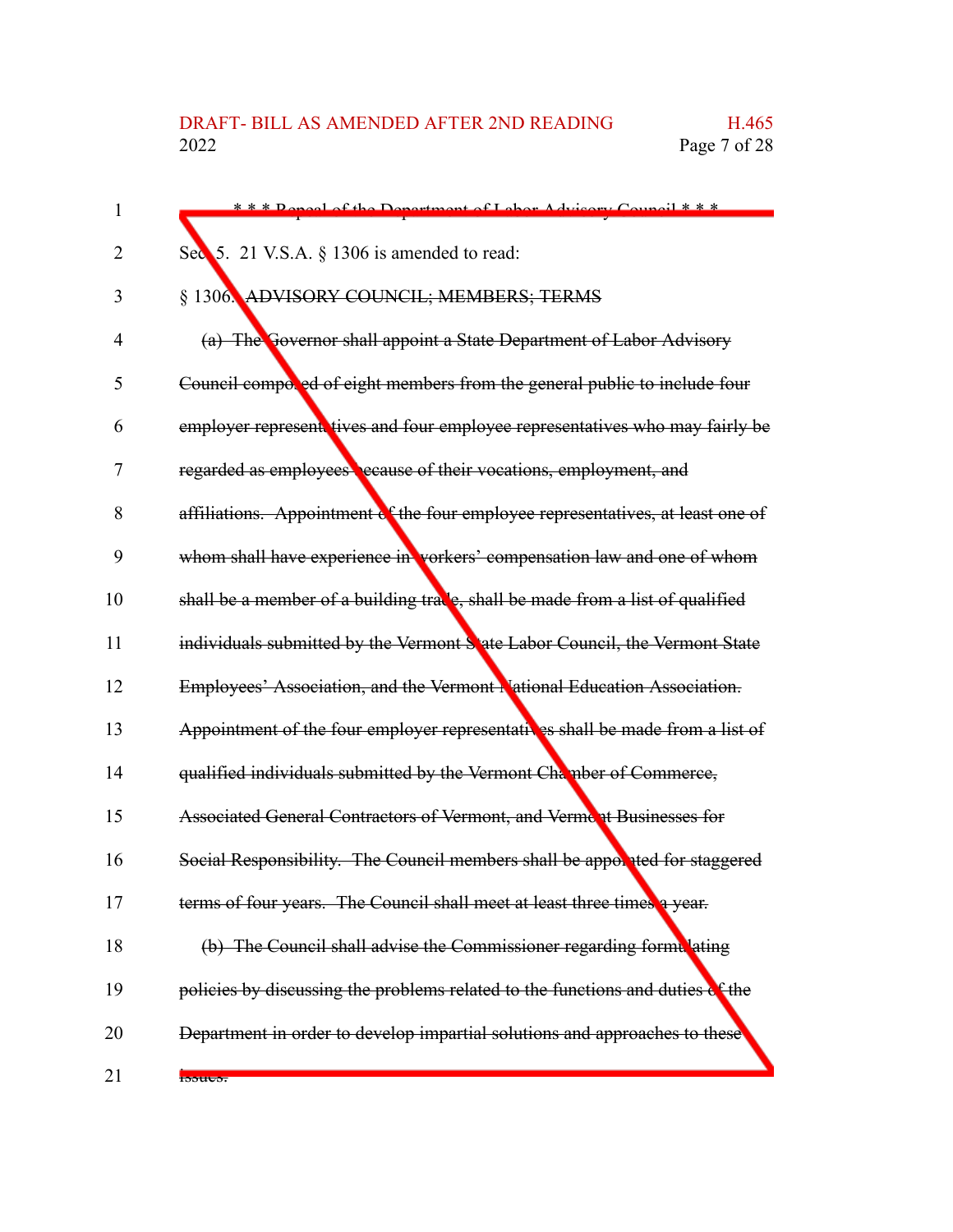\* \* \* Repeal of the Department of Labor Advisory Council \* \* \*

Sec. 5. 21 V.S.A. § 1306 is amended to read:

§ 1306. ~~ADVISORY COUNCIL; MEMBERS; TERMS~~

~~(a) The Governor shall appoint a State Department of Labor Advisory Council composed of eight members from the general public to include four employer representatives and four employee representatives who may fairly be regarded as employees because of their vocations, employment, and affiliations. Appointment of the four employee representatives, at least one of whom shall have experience in workers' compensation law and one of whom shall be a member of a building trade, shall be made from a list of qualified individuals submitted by the Vermont State Labor Council, the Vermont State Employees' Association, and the Vermont National Education Association. Appointment of the four employer representatives shall be made from a list of qualified individuals submitted by the Vermont Chamber of Commerce, Associated General Contractors of Vermont, and Vermont Businesses for Social Responsibility. The Council members shall be appointed for staggered terms of four years. The Council shall meet at least three times a year.~~

~~(b) The Council shall advise the Commissioner regarding formulating policies by discussing the problems related to the functions and duties of the Department in order to develop impartial solutions and approaches to these issues.~~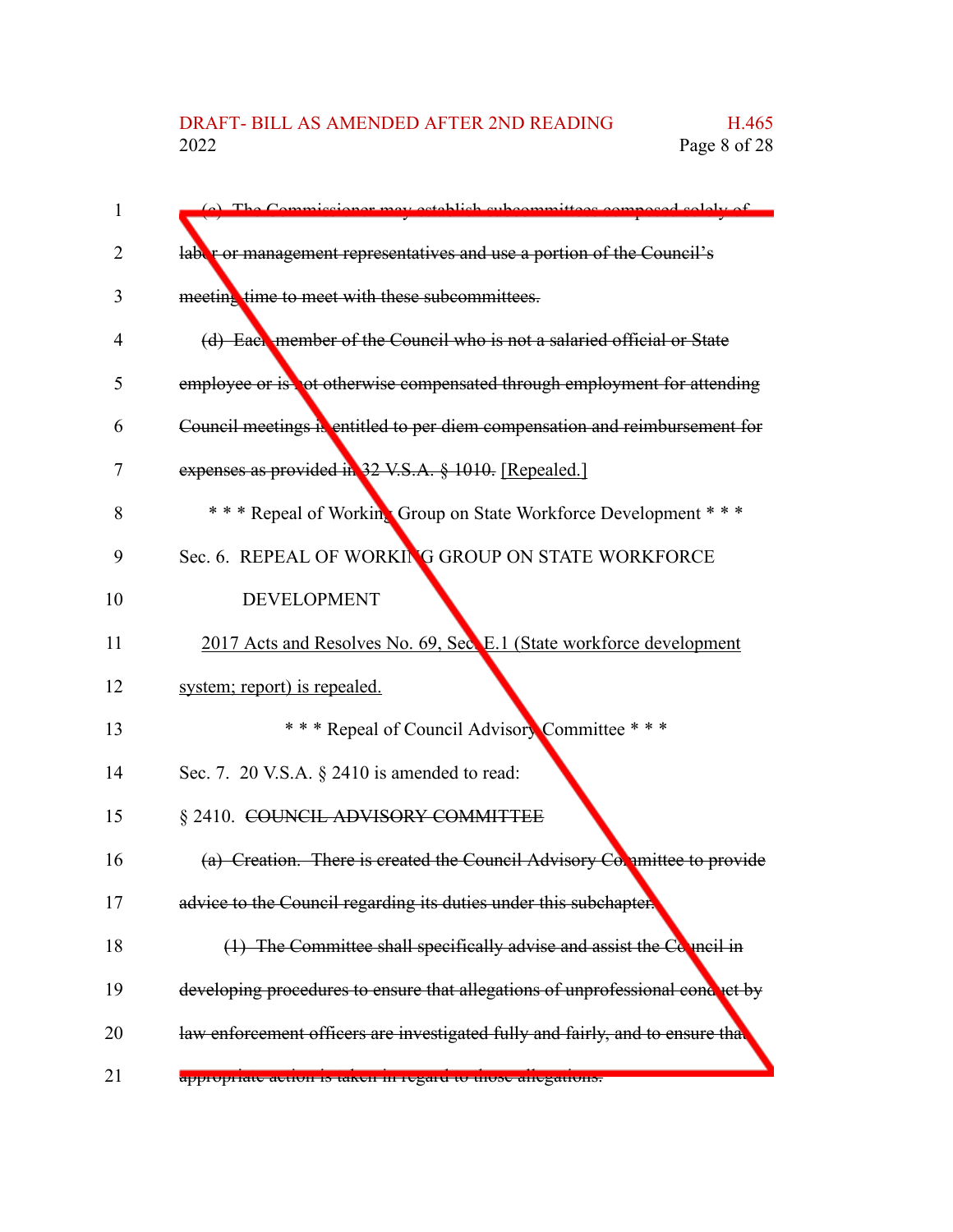~~(c) The Commissioner may establish subcommittees composed solely of labor or management representatives and use a portion of the Council's meeting time to meet with these subcommittees.~~

~~(d) Each member of the Council who is not a salaried official or State employee or is not otherwise compensated through employment for attending Council meetings is entitled to per diem compensation and reimbursement for expenses as provided in 32 V.S.A. § 1010.~~ [Repealed.]

\* \* \* Repeal of Working Group on State Workforce Development \* \* \*

Sec. 6. REPEAL OF WORKING GROUP ON STATE WORKFORCE DEVELOPMENT

2017 Acts and Resolves No. 69, Sec. E.1 (State workforce development system; report) is repealed.

\* \* \* Repeal of Council Advisory Committee \* \* \*

Sec. 7. 20 V.S.A. § 2410 is amended to read:

§ 2410. ~~COUNCIL ADVISORY COMMITTEE~~

~~(a) Creation. There is created the Council Advisory Committee to provide advice to the Council regarding its duties under this subchapter.~~

~~(1) The Committee shall specifically advise and assist the Council in developing procedures to ensure that allegations of unprofessional conduct by law enforcement officers are investigated fully and fairly, and to ensure that appropriate action is taken in regard to those allegations.~~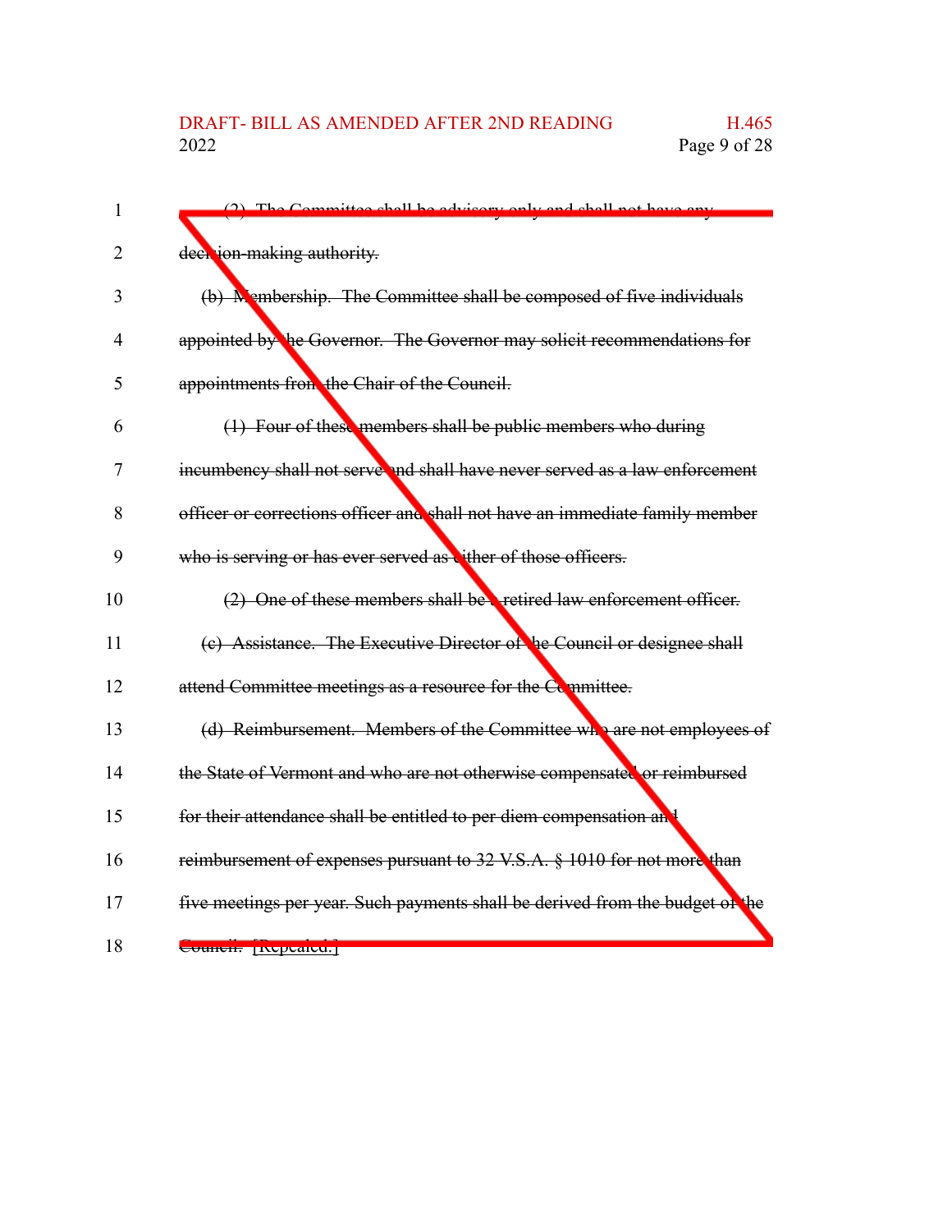~~(2) The Committee shall be advisory only and shall not have any decision-making authority.~~

~~(b) Membership. The Committee shall be composed of five individuals appointed by the Governor. The Governor may solicit recommendations for appointments from the Chair of the Council.~~

~~(1) Four of these members shall be public members who during incumbency shall not serve and shall have never served as a law enforcement officer or corrections officer and shall not have an immediate family member who is serving or has ever served as either of those officers.~~

~~(2) One of these members shall be a retired law enforcement officer.~~

~~(c) Assistance. The Executive Director of the Council or designee shall attend Committee meetings as a resource for the Committee.~~

~~(d) Reimbursement. Members of the Committee who are not employees of the State of Vermont and who are not otherwise compensated or reimbursed for their attendance shall be entitled to per diem compensation and reimbursement of expenses pursuant to 32 V.S.A. § 1010 for not more than five meetings per year. Such payments shall be derived from the budget of the Council.~~ [Repealed.]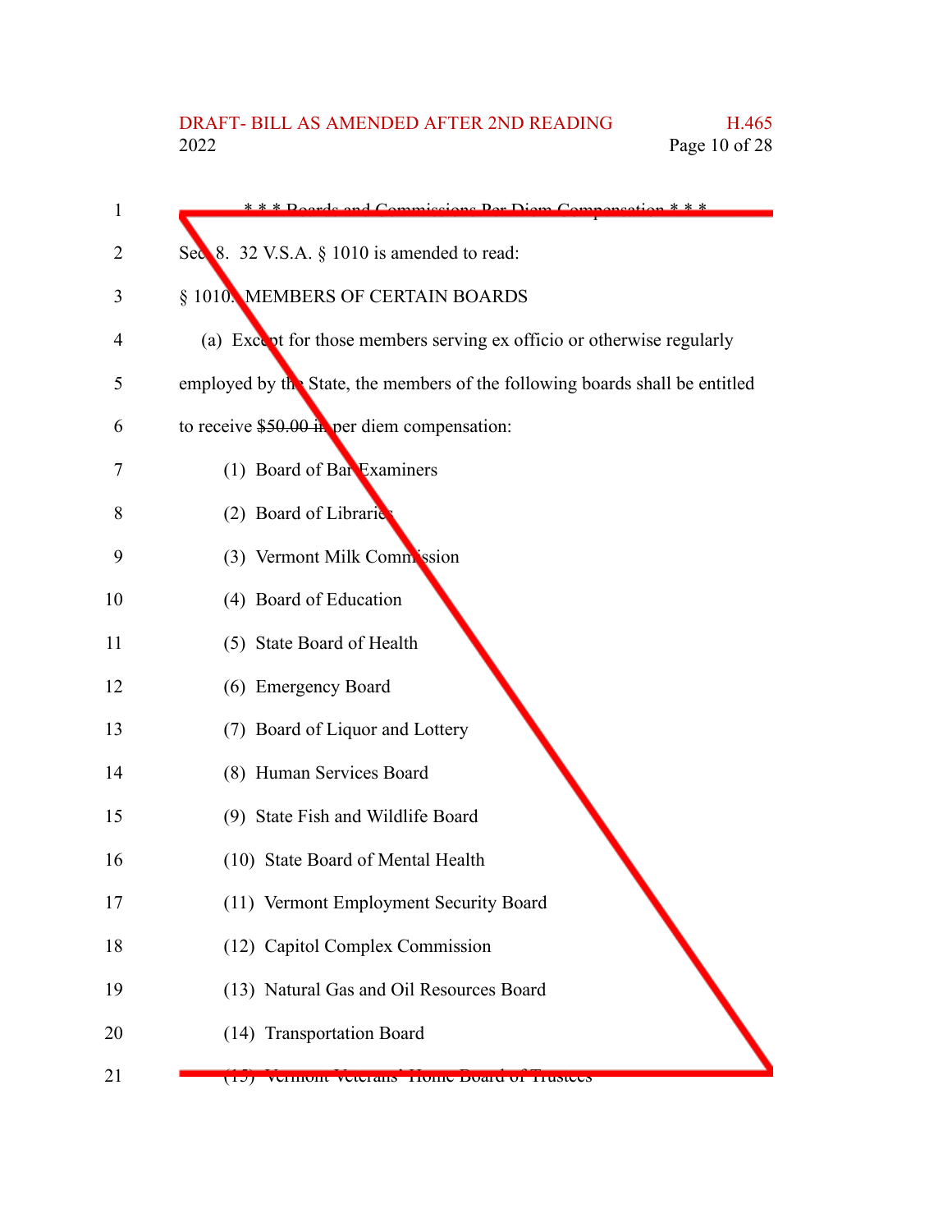\* \* \* Boards and Commissions Per Diem Compensation \* \* \*

Sec. 8. 32 V.S.A. § 1010 is amended to read:

§ 1010. MEMBERS OF CERTAIN BOARDS

(a) Except for those members serving ex officio or otherwise regularly employed by the State, the members of the following boards shall be entitled to receive ~~$50.00 in~~ per diem compensation:

(1) Board of Bar Examiners

(2) Board of Libraries

(3) Vermont Milk Commission

(4) Board of Education

(5) State Board of Health

(6) Emergency Board

(7) Board of Liquor and Lottery

(8) Human Services Board

(9) State Fish and Wildlife Board

(10) State Board of Mental Health

(11) Vermont Employment Security Board

(12) Capitol Complex Commission

(13) Natural Gas and Oil Resources Board

(14) Transportation Board

(15) Vermont Veterans' Home Board of Trustees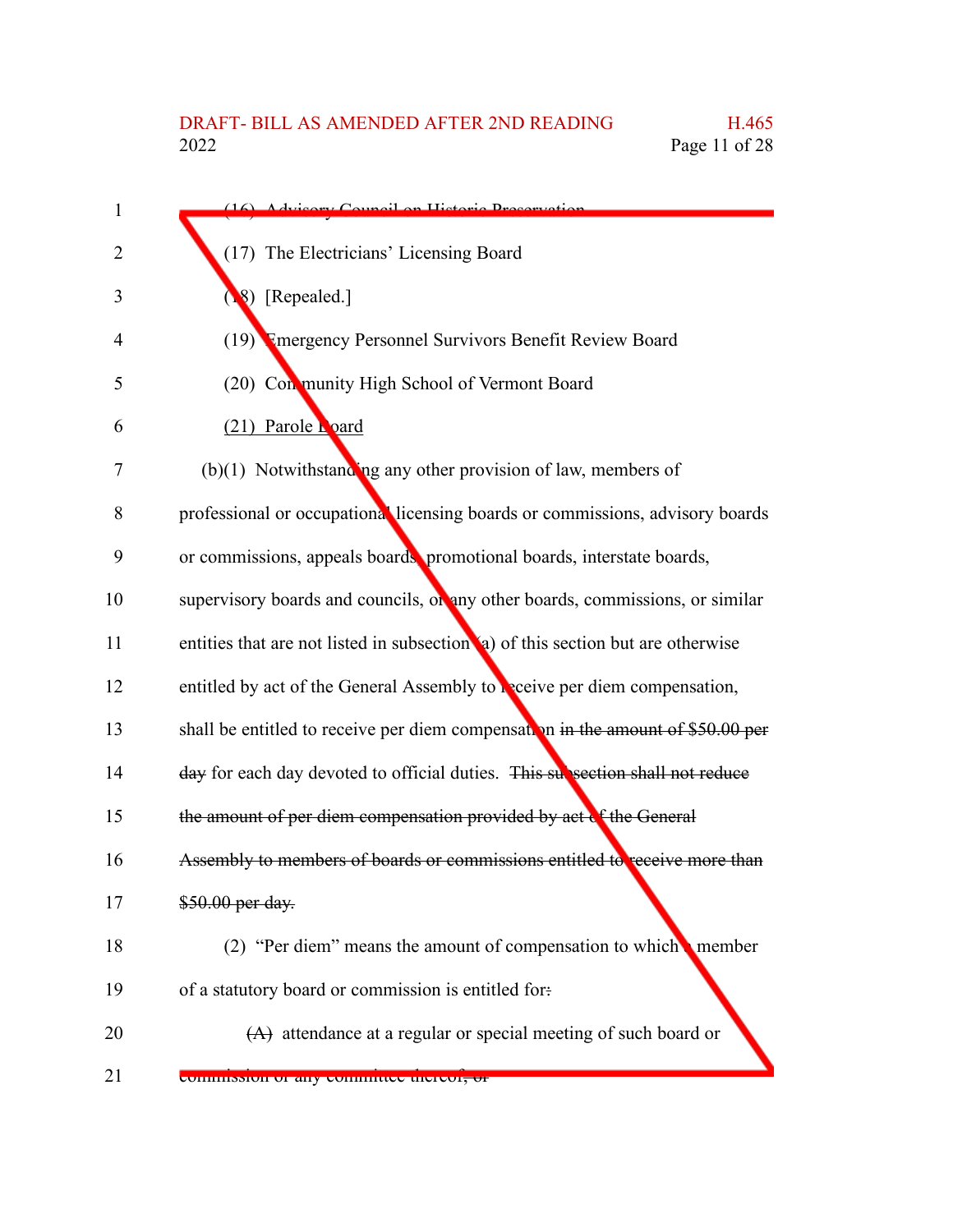(16) Advisory Council on Historic Preservation

(17) The Electricians' Licensing Board

(18) [Repealed.]

(19) Emergency Personnel Survivors Benefit Review Board

(20) Community High School of Vermont Board

(21) Parole Board

(b)(1) Notwithstanding any other provision of law, members of professional or occupational licensing boards or commissions, advisory boards or commissions, appeals boards, promotional boards, interstate boards, supervisory boards and councils, or any other boards, commissions, or similar entities that are not listed in subsection (a) of this section but are otherwise entitled by act of the General Assembly to receive per diem compensation, shall be entitled to receive per diem compensation ~~in the amount of $50.00 per day~~ for each day devoted to official duties. ~~This subsection shall not reduce the amount of per diem compensation provided by act of the General Assembly to members of boards or commissions entitled to receive more than $50.00 per day.~~

(2) "Per diem" means the amount of compensation to which a member of a statutory board or commission is entitled for~~:~~

~~(A)~~ attendance at a regular or special meeting of such board or commission or any committee thereof~~; or~~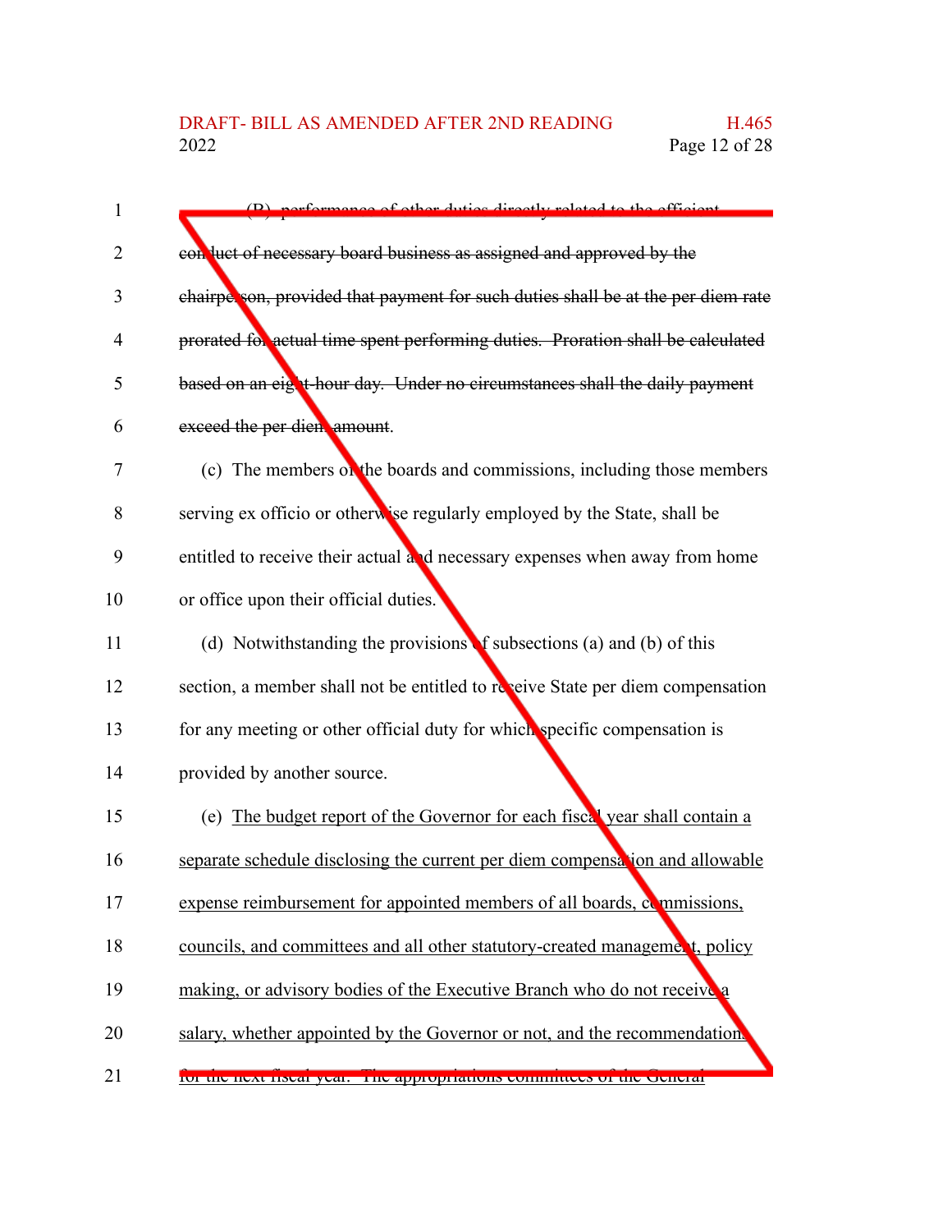~~(B) performance of other duties directly related to the efficient conduct of necessary board business as assigned and approved by the chairperson, provided that payment for such duties shall be at the per diem rate prorated for actual time spent performing duties. Proration shall be calculated based on an eight-hour day. Under no circumstances shall the daily payment exceed the per diem amount.~~

(c) The members of the boards and commissions, including those members serving ex officio or otherwise regularly employed by the State, shall be entitled to receive their actual and necessary expenses when away from home or office upon their official duties.

(d) Notwithstanding the provisions of subsections (a) and (b) of this section, a member shall not be entitled to receive State per diem compensation for any meeting or other official duty for which specific compensation is provided by another source.

(e) <u>The budget report of the Governor for each fiscal year shall contain a separate schedule disclosing the current per diem compensation and allowable expense reimbursement for appointed members of all boards, commissions, councils, and committees and all other statutory-created management, policy making, or advisory bodies of the Executive Branch who do not receive a salary, whether appointed by the Governor or not, and the recommendations for the next fiscal year. The appropriations committees of the General</u>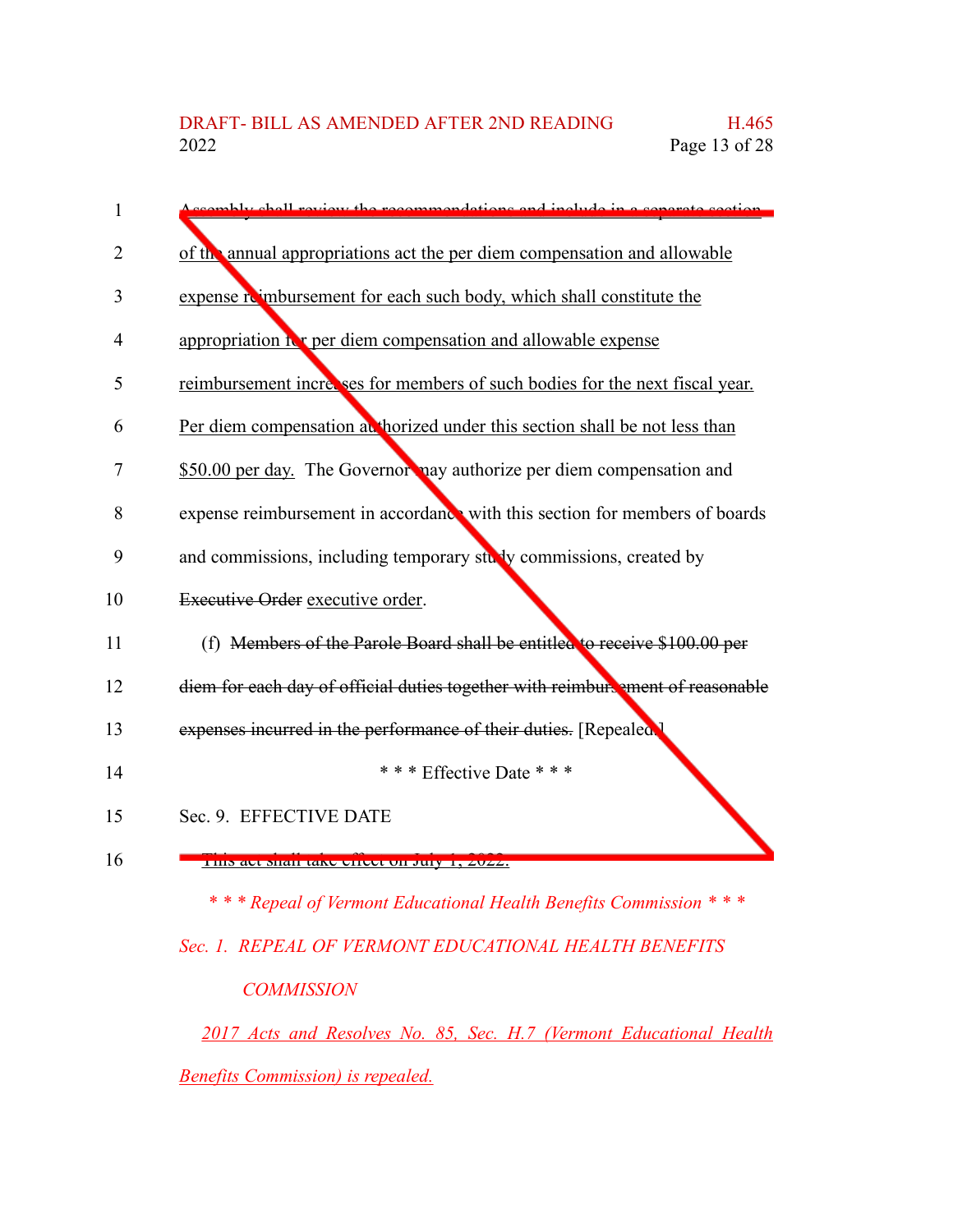~~Assembly shall review the recommendations and include in a separate section~~ of the annual appropriations act the per diem compensation and allowable expense reimbursement for each such body, which shall constitute the appropriation for per diem compensation and allowable expense reimbursement increases for members of such bodies for the next fiscal year. Per diem compensation authorized under this section shall be not less than $50.00 per day. The Governor may authorize per diem compensation and expense reimbursement in accordance with this section for members of boards and commissions, including temporary study commissions, created by ~~Executive Order~~ executive order.

(f) ~~Members of the Parole Board shall be entitled to receive $100.00 per diem for each day of official duties together with reimbursement of reasonable expenses incurred in the performance of their duties.~~ [Repealed.]

\* \* \* Effective Date \* \* \*

Sec. 9. EFFECTIVE DATE

~~This act shall take effect on July 1, 2022.~~

*\* \* \* Repeal of Vermont Educational Health Benefits Commission \* \* \**

*Sec. 1. REPEAL OF VERMONT EDUCATIONAL HEALTH BENEFITS COMMISSION*

*2017 Acts and Resolves No. 85, Sec. H.7 (Vermont Educational Health Benefits Commission) is repealed.*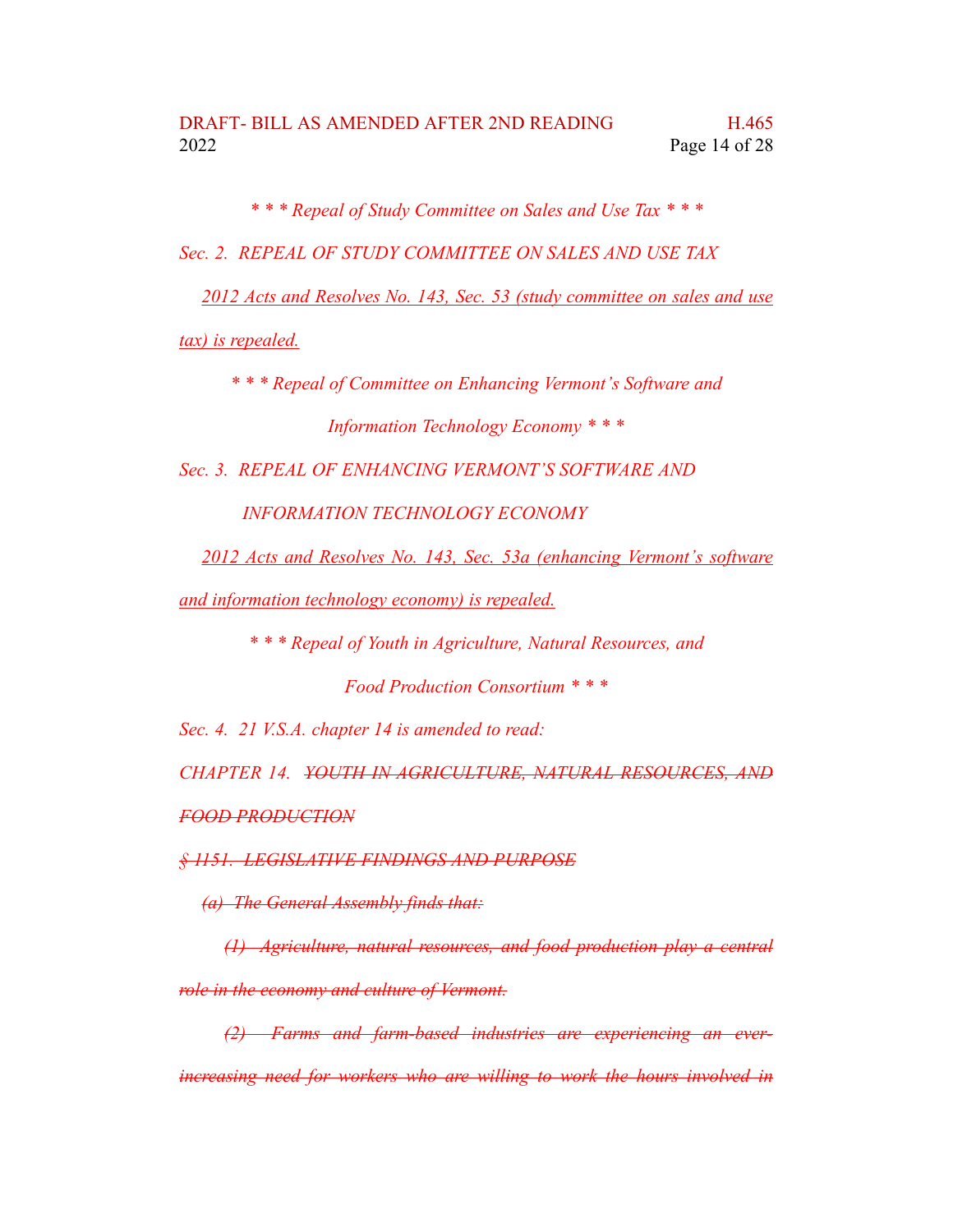*\* \* \* Repeal of Study Committee on Sales and Use Tax \* \* \**

*Sec. 2. REPEAL OF STUDY COMMITTEE ON SALES AND USE TAX*

<u>*2012 Acts and Resolves No. 143, Sec. 53 (study committee on sales and use tax) is repealed.*</u>

*\* \* \* Repeal of Committee on Enhancing Vermont's Software and Information Technology Economy \* \* \**

*Sec. 3. REPEAL OF ENHANCING VERMONT'S SOFTWARE AND INFORMATION TECHNOLOGY ECONOMY*

<u>*2012 Acts and Resolves No. 143, Sec. 53a (enhancing Vermont's software and information technology economy) is repealed.*</u>

*\* \* \* Repeal of Youth in Agriculture, Natural Resources, and Food Production Consortium \* \* \**

*Sec. 4. 21 V.S.A. chapter 14 is amended to read:*

*CHAPTER 14.* ~~*YOUTH IN AGRICULTURE, NATURAL RESOURCES, AND FOOD PRODUCTION*~~

~~*§ 1151. LEGISLATIVE FINDINGS AND PURPOSE*~~

~~*(a) The General Assembly finds that:*~~

~~*(1) Agriculture, natural resources, and food production play a central role in the economy and culture of Vermont.*~~

~~*(2) Farms and farm-based industries are experiencing an ever-increasing need for workers who are willing to work the hours involved in*~~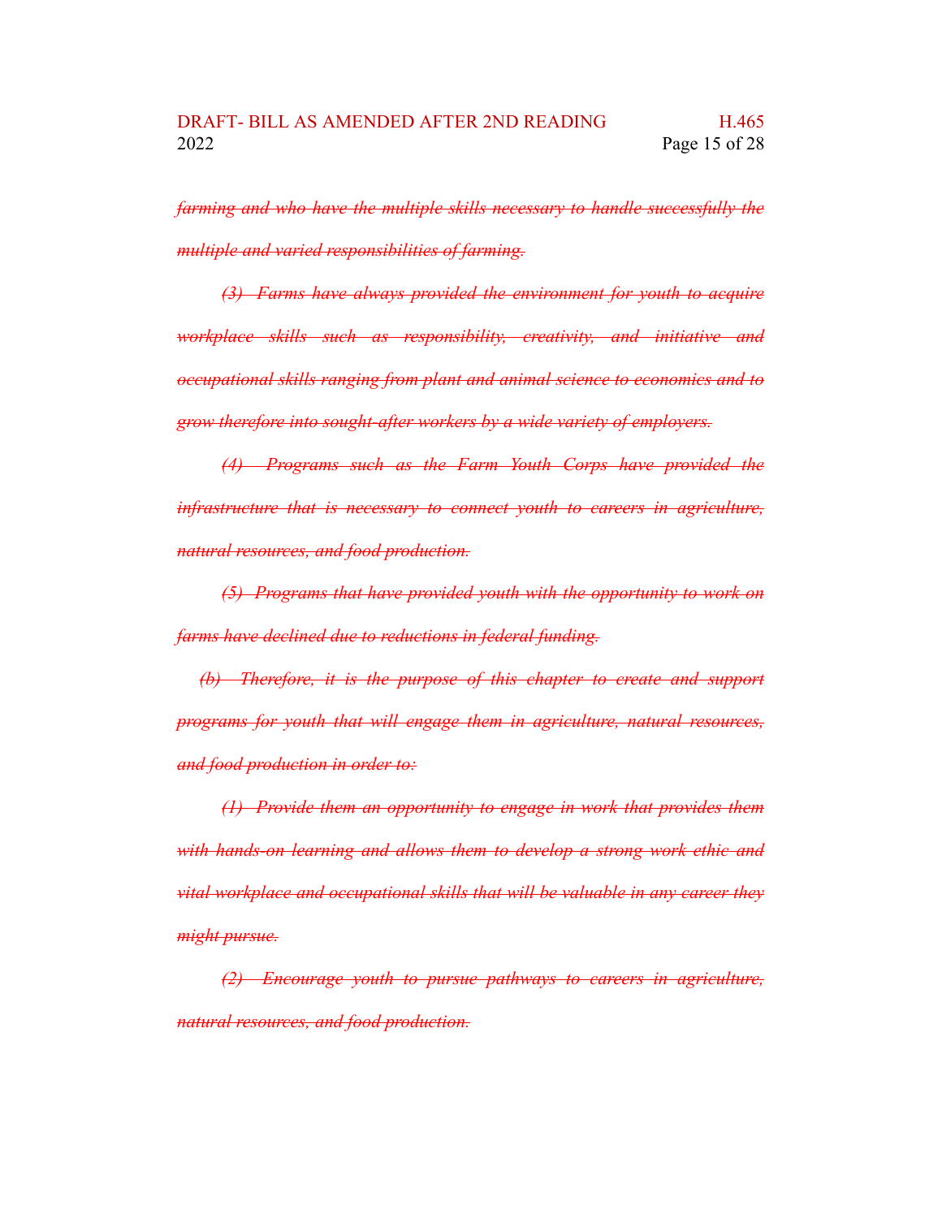~~*farming and who have the multiple skills necessary to handle successfully the multiple and varied responsibilities of farming.*~~

~~*(3) Farms have always provided the environment for youth to acquire workplace skills such as responsibility, creativity, and initiative and occupational skills ranging from plant and animal science to economics and to grow therefore into sought-after workers by a wide variety of employers.*~~

~~*(4) Programs such as the Farm Youth Corps have provided the infrastructure that is necessary to connect youth to careers in agriculture, natural resources, and food production.*~~

~~*(5) Programs that have provided youth with the opportunity to work on farms have declined due to reductions in federal funding.*~~

~~*(b) Therefore, it is the purpose of this chapter to create and support programs for youth that will engage them in agriculture, natural resources, and food production in order to:*~~

~~*(1) Provide them an opportunity to engage in work that provides them with hands-on learning and allows them to develop a strong work ethic and vital workplace and occupational skills that will be valuable in any career they might pursue.*~~

~~*(2) Encourage youth to pursue pathways to careers in agriculture, natural resources, and food production.*~~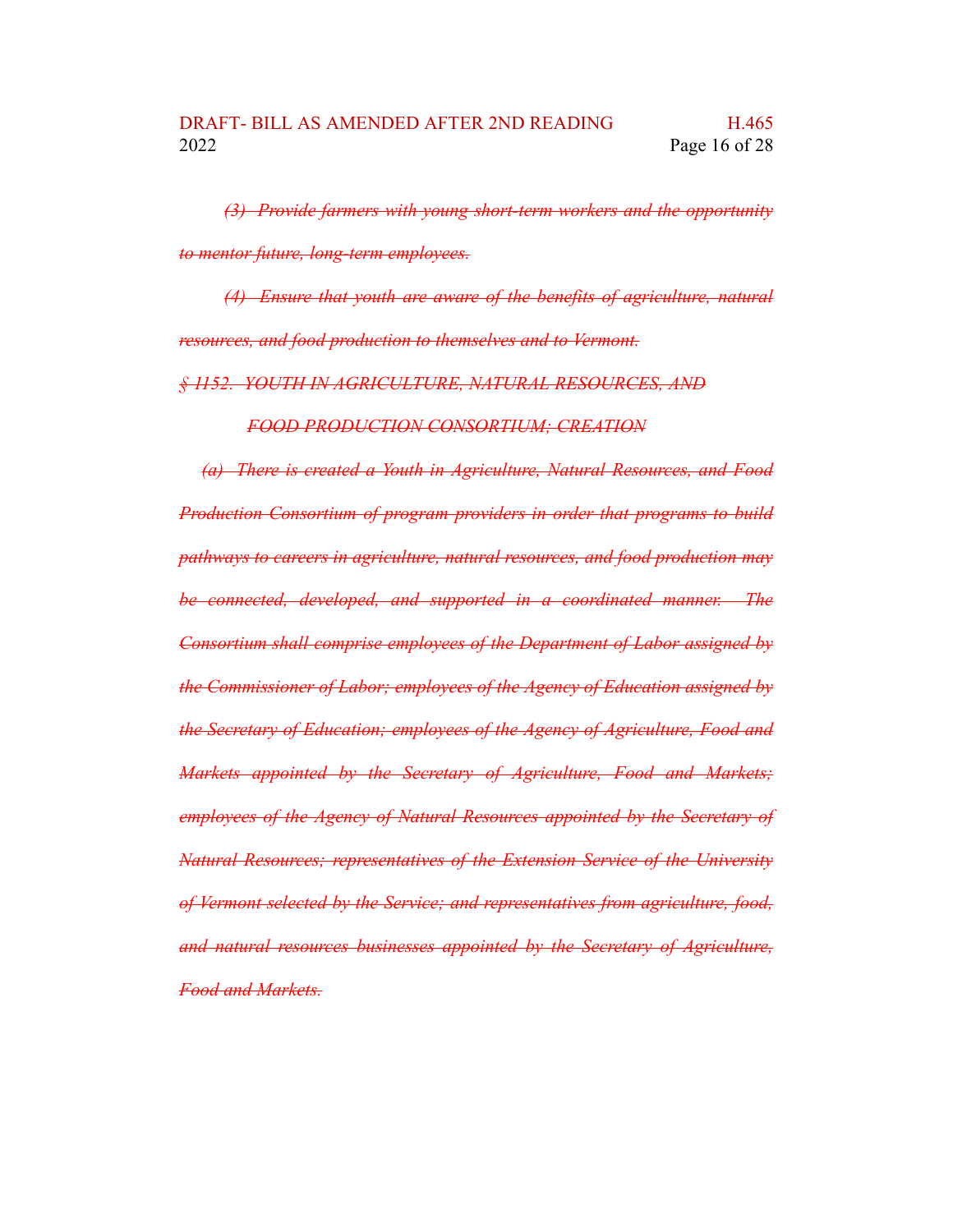~~*(3) Provide farmers with young short-term workers and the opportunity to mentor future, long-term employees.*~~

~~*(4) Ensure that youth are aware of the benefits of agriculture, natural resources, and food production to themselves and to Vermont.*~~

~~*§ 1152. YOUTH IN AGRICULTURE, NATURAL RESOURCES, AND FOOD PRODUCTION CONSORTIUM; CREATION*~~

~~*(a) There is created a Youth in Agriculture, Natural Resources, and Food Production Consortium of program providers in order that programs to build pathways to careers in agriculture, natural resources, and food production may be connected, developed, and supported in a coordinated manner. The Consortium shall comprise employees of the Department of Labor assigned by the Commissioner of Labor; employees of the Agency of Education assigned by the Secretary of Education; employees of the Agency of Agriculture, Food and Markets appointed by the Secretary of Agriculture, Food and Markets; employees of the Agency of Natural Resources appointed by the Secretary of Natural Resources; representatives of the Extension Service of the University of Vermont selected by the Service; and representatives from agriculture, food, and natural resources businesses appointed by the Secretary of Agriculture, Food and Markets.*~~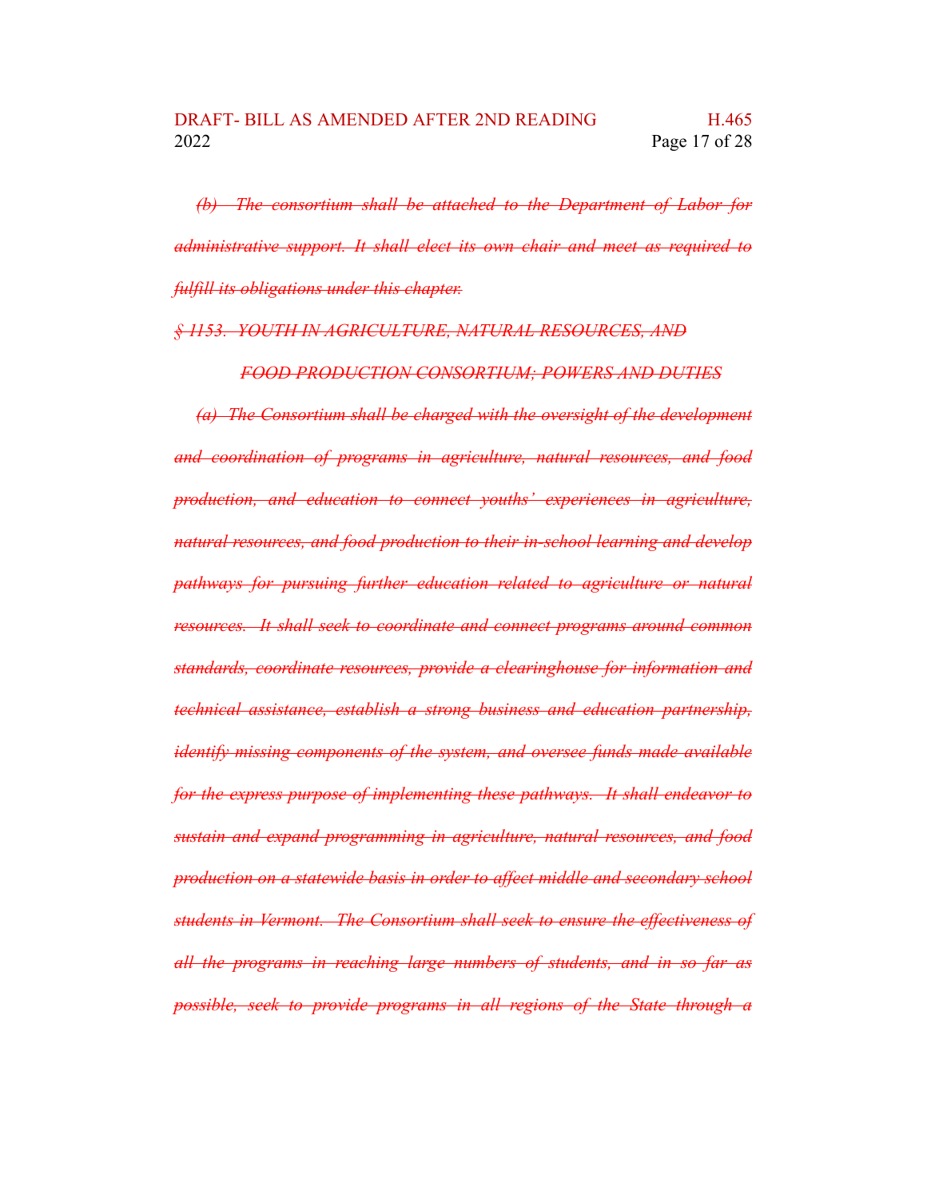~~*(b) The consortium shall be attached to the Department of Labor for administrative support. It shall elect its own chair and meet as required to fulfill its obligations under this chapter.*~~

~~*§ 1153. YOUTH IN AGRICULTURE, NATURAL RESOURCES, AND FOOD PRODUCTION CONSORTIUM; POWERS AND DUTIES*~~

~~*(a) The Consortium shall be charged with the oversight of the development and coordination of programs in agriculture, natural resources, and food production, and education to connect youths' experiences in agriculture, natural resources, and food production to their in-school learning and develop pathways for pursuing further education related to agriculture or natural resources. It shall seek to coordinate and connect programs around common standards, coordinate resources, provide a clearinghouse for information and technical assistance, establish a strong business and education partnership, identify missing components of the system, and oversee funds made available for the express purpose of implementing these pathways. It shall endeavor to sustain and expand programming in agriculture, natural resources, and food production on a statewide basis in order to affect middle and secondary school students in Vermont. The Consortium shall seek to ensure the effectiveness of all the programs in reaching large numbers of students, and in so far as possible, seek to provide programs in all regions of the State through a*~~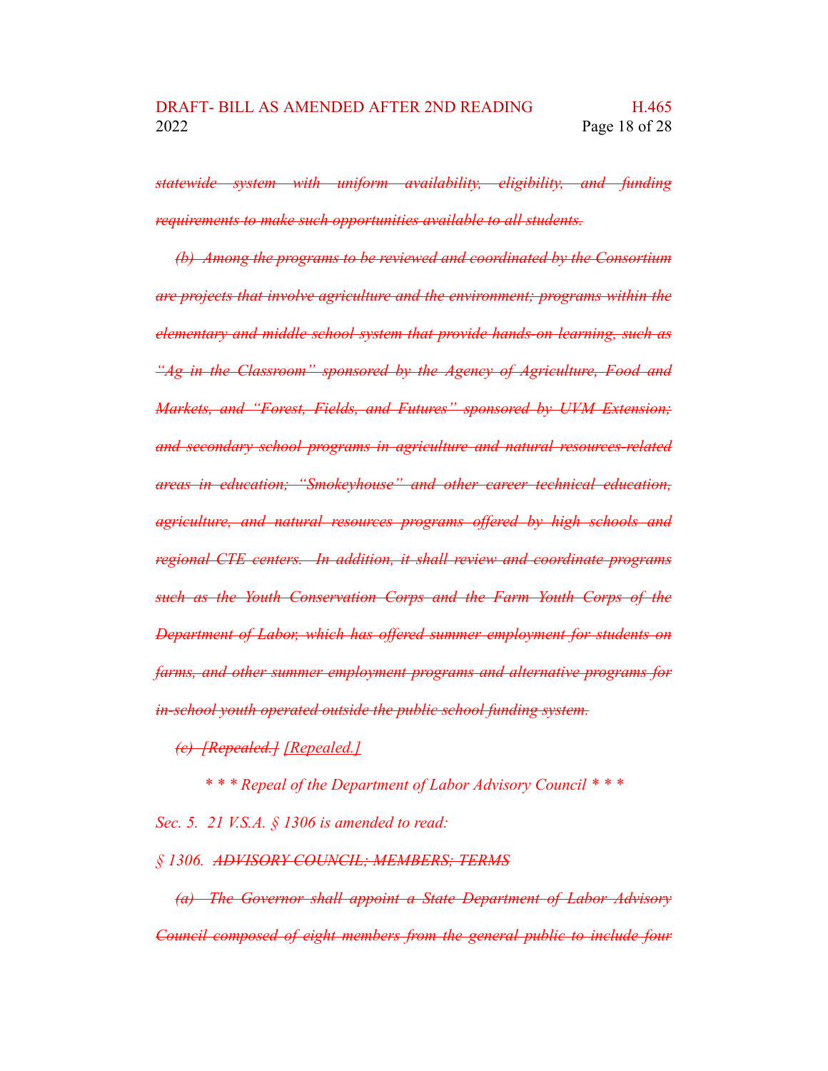~~*statewide system with uniform availability, eligibility, and funding requirements to make such opportunities available to all students.*~~

~~*(b) Among the programs to be reviewed and coordinated by the Consortium are projects that involve agriculture and the environment; programs within the elementary and middle school system that provide hands-on learning, such as "Ag in the Classroom" sponsored by the Agency of Agriculture, Food and Markets, and "Forest, Fields, and Futures" sponsored by UVM Extension; and secondary school programs in agriculture and natural resources-related areas in education; "Smokeyhouse" and other career technical education, agriculture, and natural resources programs offered by high schools and regional CTE centers. In addition, it shall review and coordinate programs such as the Youth Conservation Corps and the Farm Youth Corps of the Department of Labor, which has offered summer employment for students on farms, and other summer employment programs and alternative programs for in-school youth operated outside the public school funding system.*~~

~~*(c) [Repealed.]*~~ *[Repealed.]*

*\* \* \* Repeal of the Department of Labor Advisory Council \* \* \**

*Sec. 5. 21 V.S.A. § 1306 is amended to read:*

*§ 1306.* ~~*ADVISORY COUNCIL; MEMBERS; TERMS*~~

~~*(a) The Governor shall appoint a State Department of Labor Advisory Council composed of eight members from the general public to include four*~~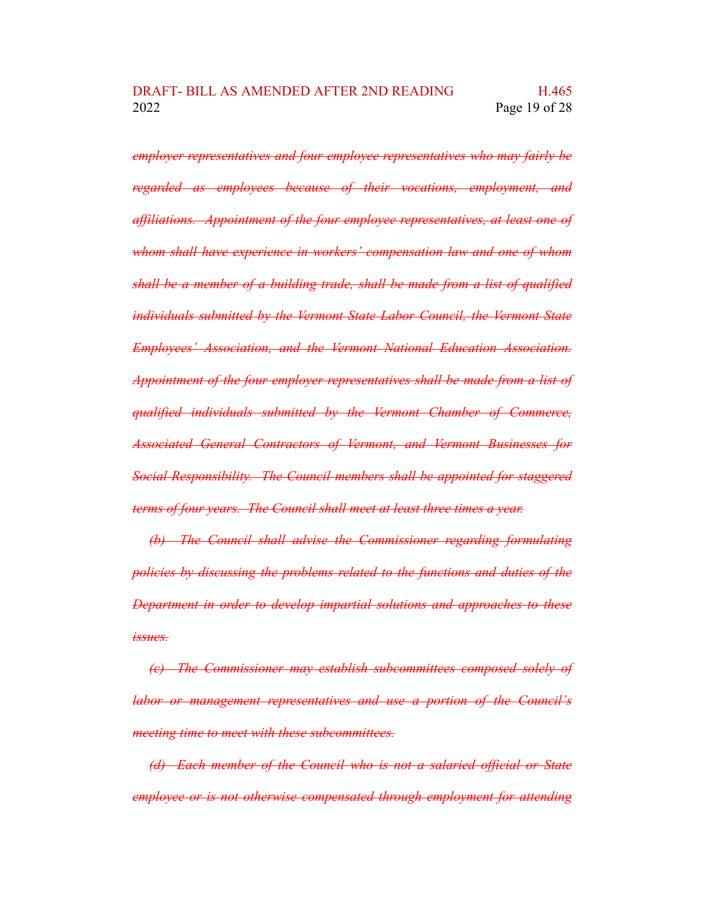~~*employer representatives and four employee representatives who may fairly be regarded as employees because of their vocations, employment, and affiliations. Appointment of the four employee representatives, at least one of whom shall have experience in workers' compensation law and one of whom shall be a member of a building trade, shall be made from a list of qualified individuals submitted by the Vermont State Labor Council, the Vermont State Employees' Association, and the Vermont National Education Association. Appointment of the four employer representatives shall be made from a list of qualified individuals submitted by the Vermont Chamber of Commerce, Associated General Contractors of Vermont, and Vermont Businesses for Social Responsibility. The Council members shall be appointed for staggered terms of four years. The Council shall meet at least three times a year.*~~

~~*(b) The Council shall advise the Commissioner regarding formulating policies by discussing the problems related to the functions and duties of the Department in order to develop impartial solutions and approaches to these issues.*~~

~~*(c) The Commissioner may establish subcommittees composed solely of labor or management representatives and use a portion of the Council's meeting time to meet with these subcommittees.*~~

~~*(d) Each member of the Council who is not a salaried official or State employee or is not otherwise compensated through employment for attending*~~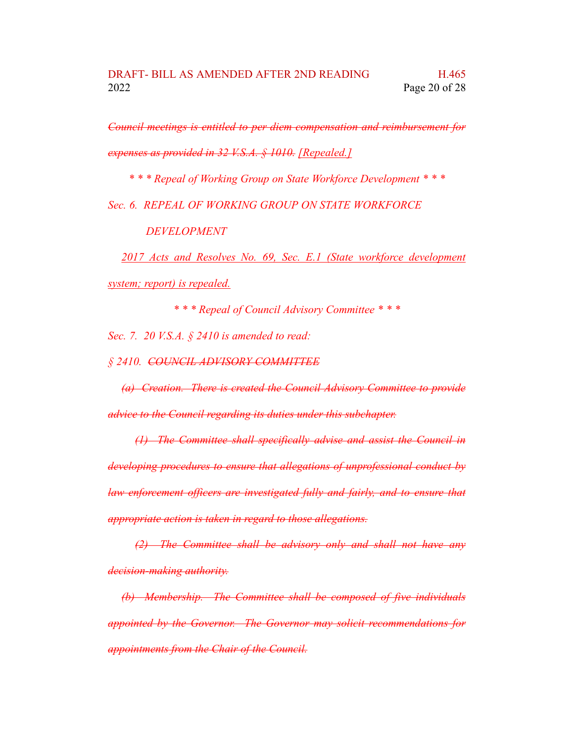~~*Council meetings is entitled to per diem compensation and reimbursement for expenses as provided in 32 V.S.A. § 1010.*~~ *[Repealed.]*

*\* \* \* Repeal of Working Group on State Workforce Development \* \* \**

*Sec. 6. REPEAL OF WORKING GROUP ON STATE WORKFORCE DEVELOPMENT*

*2017 Acts and Resolves No. 69, Sec. E.1 (State workforce development system; report) is repealed.*

*\* \* \* Repeal of Council Advisory Committee \* \* \**

*Sec. 7. 20 V.S.A. § 2410 is amended to read:*

*§ 2410.* ~~*COUNCIL ADVISORY COMMITTEE*~~

~~*(a) Creation. There is created the Council Advisory Committee to provide advice to the Council regarding its duties under this subchapter.*~~

~~*(1) The Committee shall specifically advise and assist the Council in developing procedures to ensure that allegations of unprofessional conduct by law enforcement officers are investigated fully and fairly, and to ensure that appropriate action is taken in regard to those allegations.*~~

~~*(2) The Committee shall be advisory only and shall not have any decision-making authority.*~~

~~*(b) Membership. The Committee shall be composed of five individuals appointed by the Governor. The Governor may solicit recommendations for appointments from the Chair of the Council.*~~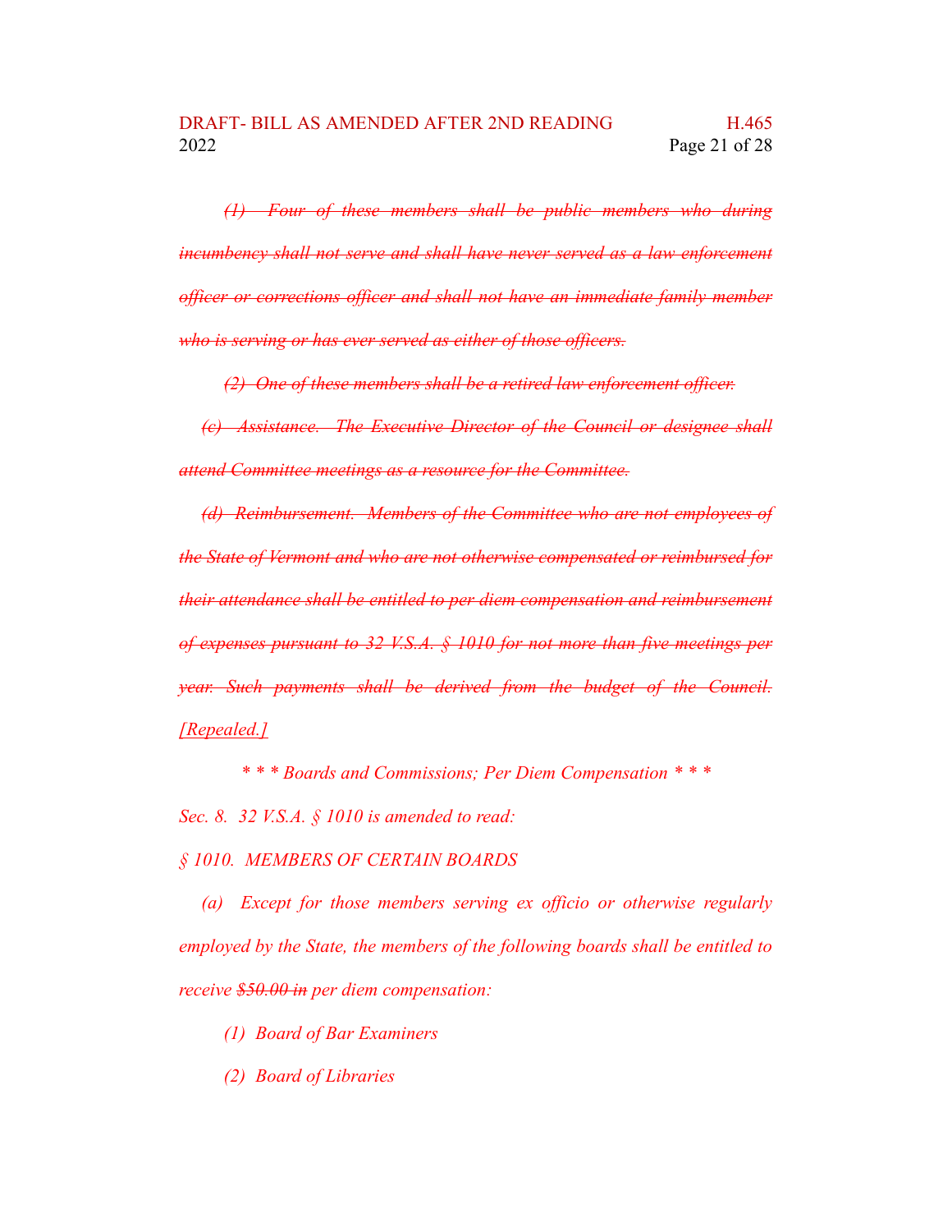~~*(1) Four of these members shall be public members who during incumbency shall not serve and shall have never served as a law enforcement officer or corrections officer and shall not have an immediate family member who is serving or has ever served as either of those officers.*~~

~~*(2) One of these members shall be a retired law enforcement officer.*~~

~~*(c) Assistance. The Executive Director of the Council or designee shall attend Committee meetings as a resource for the Committee.*~~

~~*(d) Reimbursement. Members of the Committee who are not employees of the State of Vermont and who are not otherwise compensated or reimbursed for their attendance shall be entitled to per diem compensation and reimbursement of expenses pursuant to 32 V.S.A. § 1010 for not more than five meetings per year. Such payments shall be derived from the budget of the Council.*~~ *[Repealed.]*

*\* \* \* Boards and Commissions; Per Diem Compensation \* \* \**

*Sec. 8. 32 V.S.A. § 1010 is amended to read:*

*§ 1010. MEMBERS OF CERTAIN BOARDS*

*(a) Except for those members serving ex officio or otherwise regularly employed by the State, the members of the following boards shall be entitled to receive* ~~*$50.00 in*~~ *per diem compensation:*

*(1) Board of Bar Examiners*

*(2) Board of Libraries*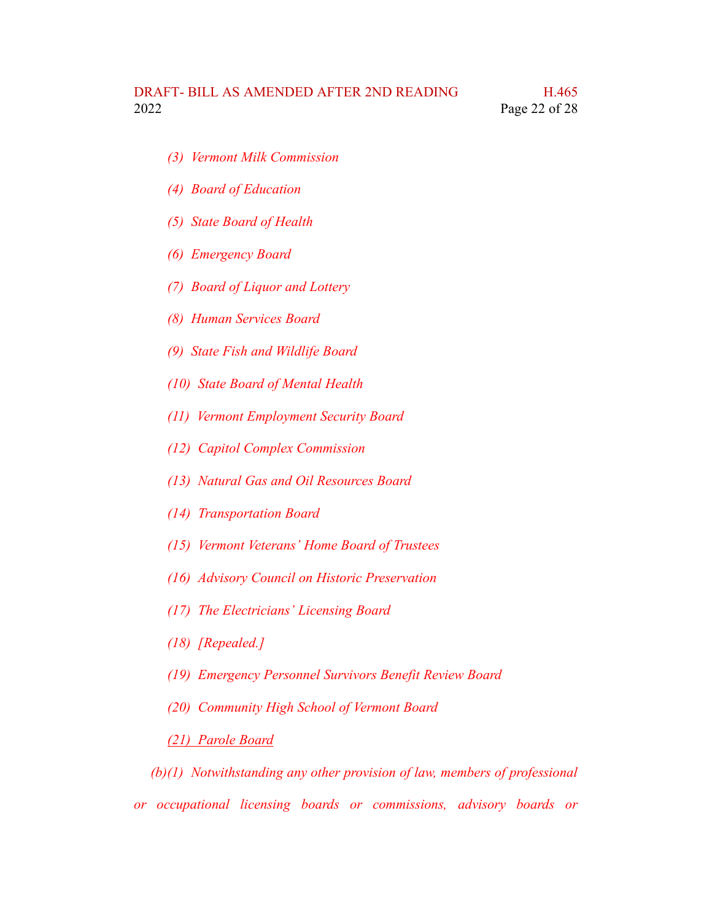*(3)  Vermont Milk Commission*

*(4)  Board of Education*

*(5)  State Board of Health*

*(6)  Emergency Board*

*(7)  Board of Liquor and Lottery*

*(8)  Human Services Board*

*(9)  State Fish and Wildlife Board*

*(10)  State Board of Mental Health*

*(11)  Vermont Employment Security Board*

*(12)  Capitol Complex Commission*

*(13)  Natural Gas and Oil Resources Board*

*(14)  Transportation Board*

*(15)  Vermont Veterans' Home Board of Trustees*

*(16)  Advisory Council on Historic Preservation*

*(17)  The Electricians' Licensing Board*

*(18)  [Repealed.]*

*(19)  Emergency Personnel Survivors Benefit Review Board*

*(20)  Community High School of Vermont Board*

<u>*(21)  Parole Board*</u>

*(b)(1)  Notwithstanding any other provision of law, members of professional or occupational licensing boards or commissions, advisory boards or*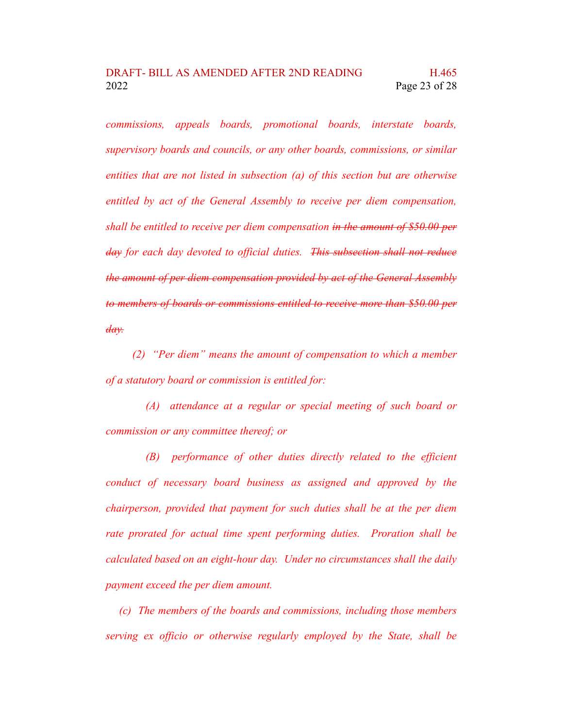*commissions, appeals boards, promotional boards, interstate boards, supervisory boards and councils, or any other boards, commissions, or similar entities that are not listed in subsection (a) of this section but are otherwise entitled by act of the General Assembly to receive per diem compensation, shall be entitled to receive per diem compensation ~~in the amount of $50.00 per day~~ for each day devoted to official duties. ~~This subsection shall not reduce the amount of per diem compensation provided by act of the General Assembly to members of boards or commissions entitled to receive more than $50.00 per day.~~*

*(2) "Per diem" means the amount of compensation to which a member of a statutory board or commission is entitled for:*

*(A) attendance at a regular or special meeting of such board or commission or any committee thereof; or*

*(B) performance of other duties directly related to the efficient conduct of necessary board business as assigned and approved by the chairperson, provided that payment for such duties shall be at the per diem rate prorated for actual time spent performing duties. Proration shall be calculated based on an eight-hour day. Under no circumstances shall the daily payment exceed the per diem amount.*

*(c) The members of the boards and commissions, including those members serving ex officio or otherwise regularly employed by the State, shall be*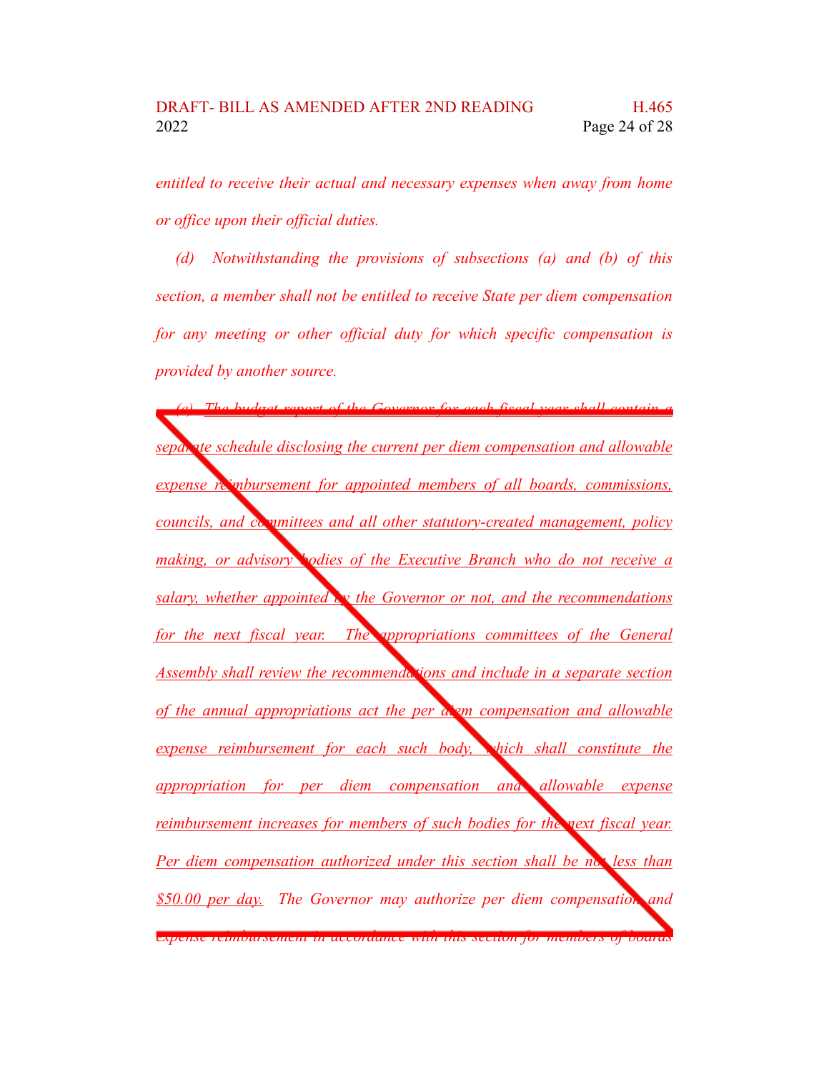*entitled to receive their actual and necessary expenses when away from home or office upon their official duties.*

*(d) Notwithstanding the provisions of subsections (a) and (b) of this section, a member shall not be entitled to receive State per diem compensation for any meeting or other official duty for which specific compensation is provided by another source.*

*(e) <u>The budget report of the Governor for each fiscal year shall contain a separate schedule disclosing the current per diem compensation and allowable expense reimbursement for appointed members of all boards, commissions, councils, and committees and all other statutory-created management, policy making, or advisory bodies of the Executive Branch who do not receive a salary, whether appointed by the Governor or not, and the recommendations for the next fiscal year. The appropriations committees of the General Assembly shall review the recommendations and include in a separate section of the annual appropriations act the per diem compensation and allowable expense reimbursement for each such body, which shall constitute the appropriation for per diem compensation and allowable expense reimbursement increases for members of such bodies for the next fiscal year. Per diem compensation authorized under this section shall be not less than $50.00 per day.</u> The Governor may authorize per diem compensation and expense reimbursement in accordance with this section for members of boards*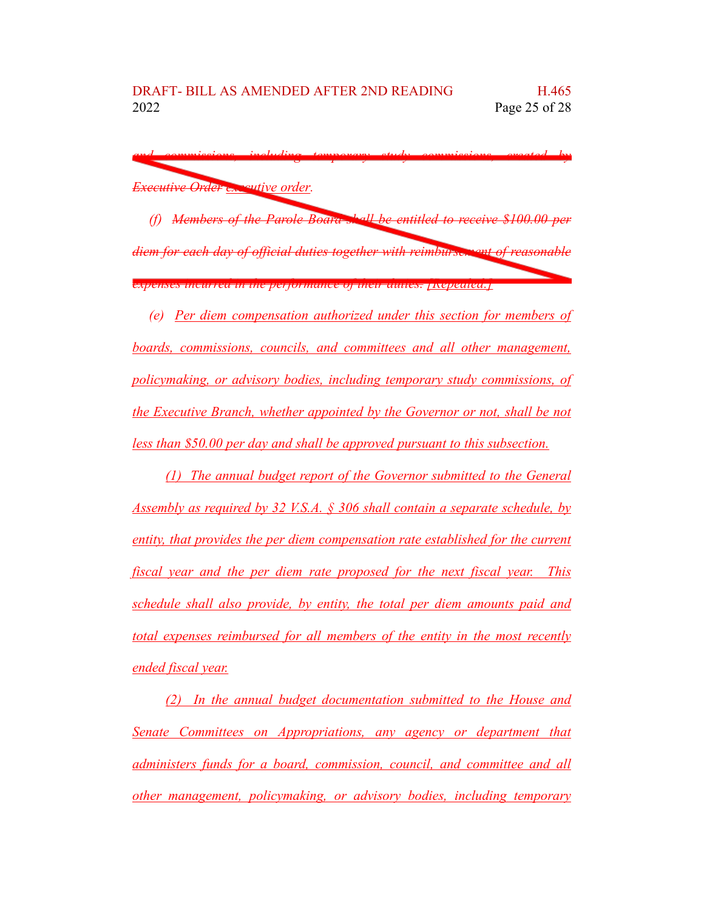~~and commissions, including temporary study commissions, created by Executive Order~~ executive order.

(f) ~~Members of the Parole Board shall be entitled to receive $100.00 per diem for each day of official duties together with reimbursement of reasonable expenses incurred in the performance of their duties.~~ [Repealed.]

(e) Per diem compensation authorized under this section for members of boards, commissions, councils, and committees and all other management, policymaking, or advisory bodies, including temporary study commissions, of the Executive Branch, whether appointed by the Governor or not, shall be not less than $50.00 per day and shall be approved pursuant to this subsection.

(1) The annual budget report of the Governor submitted to the General Assembly as required by 32 V.S.A. § 306 shall contain a separate schedule, by entity, that provides the per diem compensation rate established for the current fiscal year and the per diem rate proposed for the next fiscal year. This schedule shall also provide, by entity, the total per diem amounts paid and total expenses reimbursed for all members of the entity in the most recently ended fiscal year.

(2) In the annual budget documentation submitted to the House and Senate Committees on Appropriations, any agency or department that administers funds for a board, commission, council, and committee and all other management, policymaking, or advisory bodies, including temporary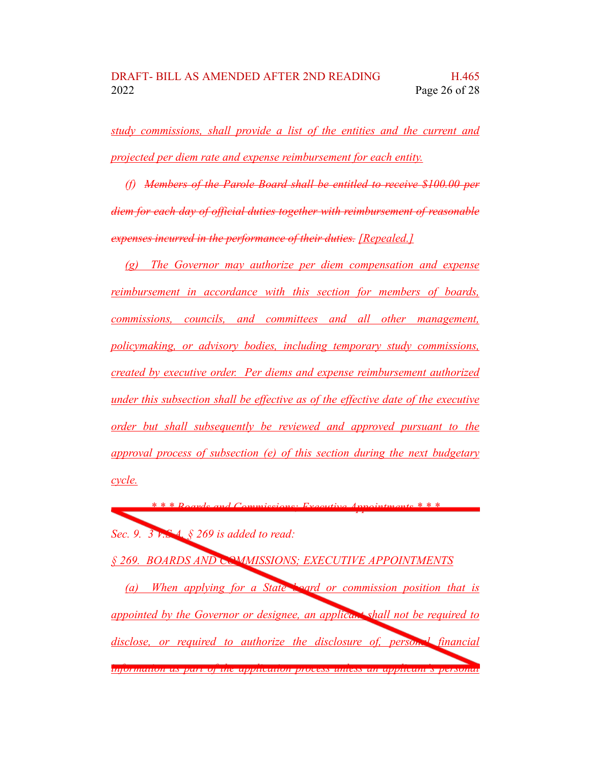*study commissions, shall provide a list of the entities and the current and projected per diem rate and expense reimbursement for each entity.*

*(f) ~~Members of the Parole Board shall be entitled to receive $100.00 per diem for each day of official duties together with reimbursement of reasonable expenses incurred in the performance of their duties.~~ [Repealed.]*

*(g) The Governor may authorize per diem compensation and expense reimbursement in accordance with this section for members of boards, commissions, councils, and committees and all other management, policymaking, or advisory bodies, including temporary study commissions, created by executive order. Per diems and expense reimbursement authorized under this subsection shall be effective as of the effective date of the executive order but shall subsequently be reviewed and approved pursuant to the approval process of subsection (e) of this section during the next budgetary cycle.*

*\* \* \* Boards and Commissions; Executive Appointments \* \* \**

*Sec. 9. 3 V.S.A. § 269 is added to read:*

*§ 269. BOARDS AND COMMISSIONS; EXECUTIVE APPOINTMENTS*

*(a) When applying for a State board or commission position that is appointed by the Governor or designee, an applicant shall not be required to disclose, or required to authorize the disclosure of, personal financial information as part of the application process unless an applicant's personal*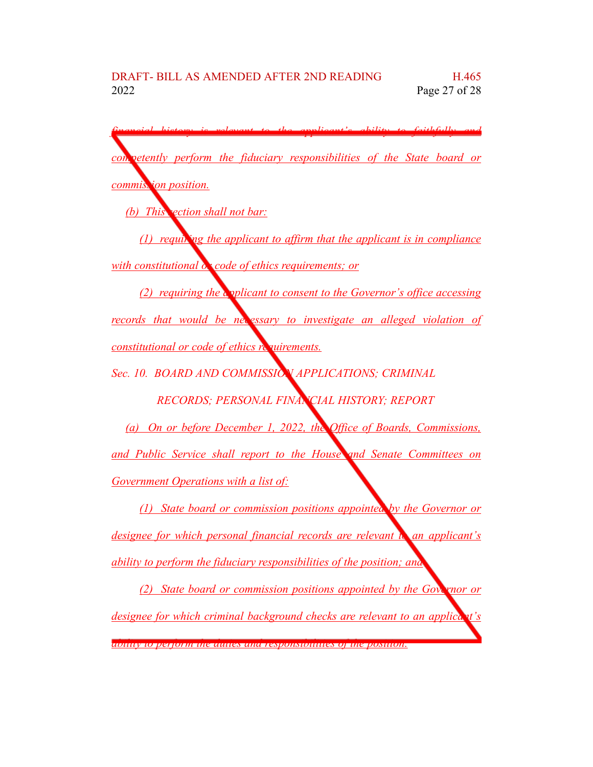*financial history is relevant to the applicant's ability to faithfully and competently perform the fiduciary responsibilities of the State board or commission position.*

*(b) This section shall not bar:*

*(1) requiring the applicant to affirm that the applicant is in compliance with constitutional or code of ethics requirements; or*

*(2) requiring the applicant to consent to the Governor's office accessing records that would be necessary to investigate an alleged violation of constitutional or code of ethics requirements.*

*Sec. 10. BOARD AND COMMISSION APPLICATIONS; CRIMINAL RECORDS; PERSONAL FINANCIAL HISTORY; REPORT*

*(a) On or before December 1, 2022, the Office of Boards, Commissions, and Public Service shall report to the House and Senate Committees on Government Operations with a list of:*

*(1) State board or commission positions appointed by the Governor or designee for which personal financial records are relevant to an applicant's ability to perform the fiduciary responsibilities of the position; and*

*(2) State board or commission positions appointed by the Governor or designee for which criminal background checks are relevant to an applicant's ability to perform the duties and responsibilities of the position.*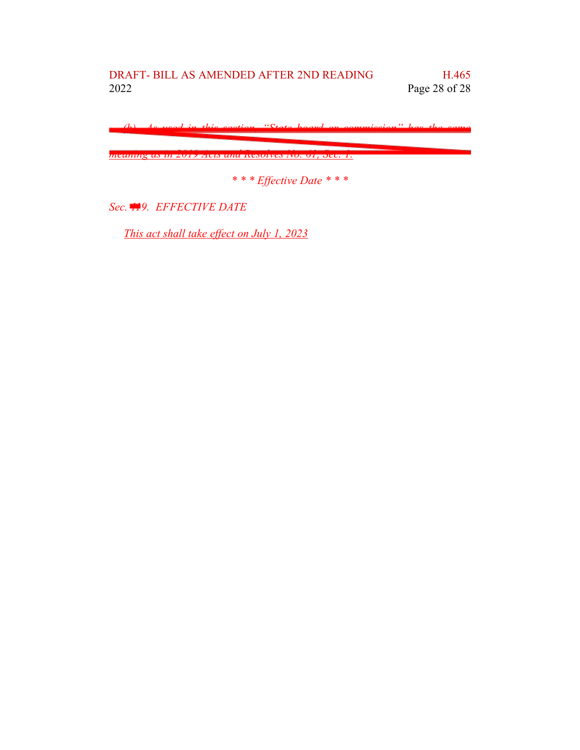~~(b) As used in this section, "State board or commission" has the same meaning as in 2019 Acts and Resolves No. 61, Sec. 1.~~

*\* \* \* Effective Date \* \* \**

*Sec. ~~11~~9. EFFECTIVE DATE*

<u>*This act shall take effect on July 1, 2023*</u>